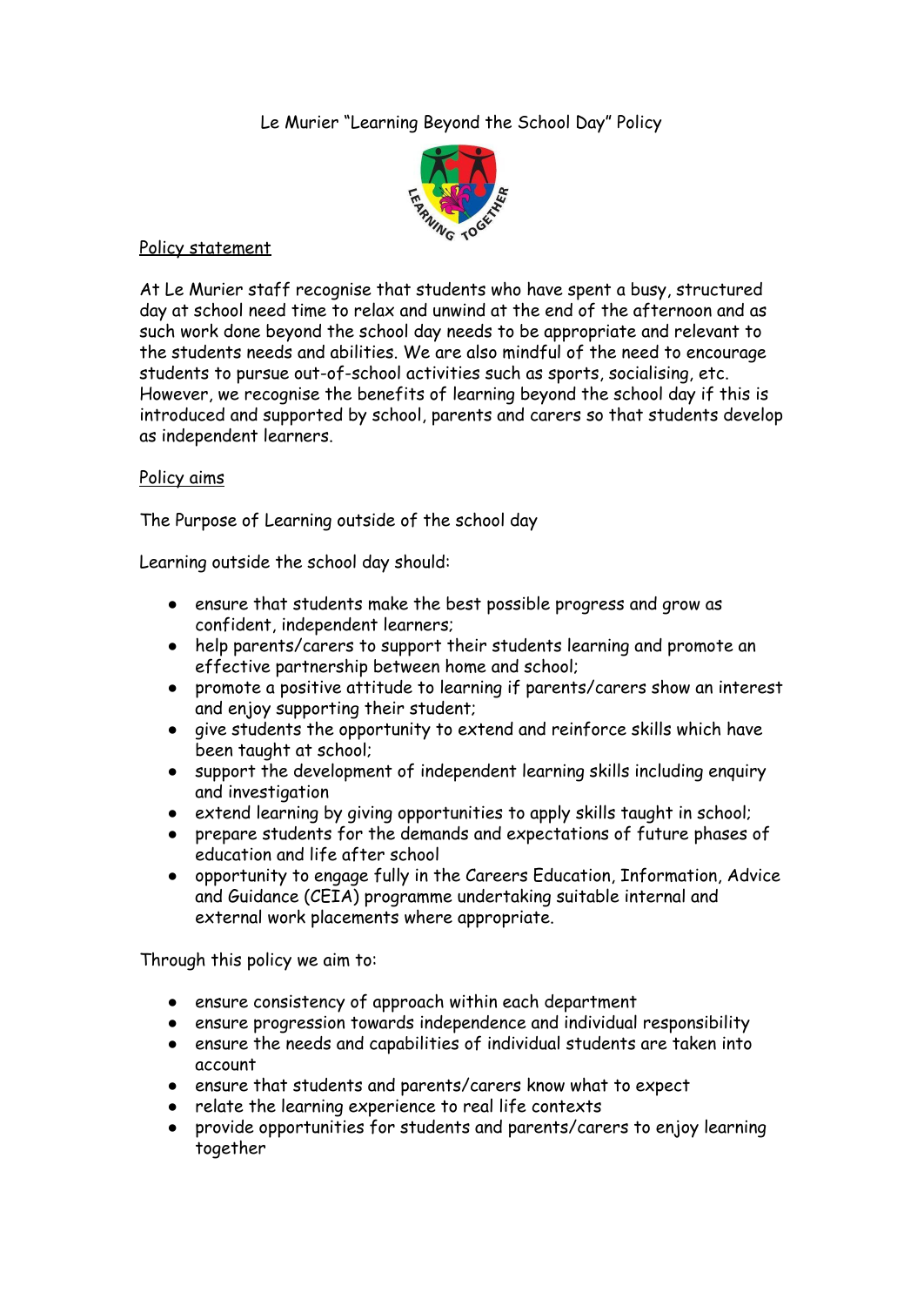# Le Murier "Learning Beyond the School Day" Policy

## Policy statement

At Le Murier staff recognise that students who have spent a busy, structured day at school need time to relax and unwind at the end of the afternoon and as such work done beyond the school day needs to be appropriate and relevant to the students needs and abilities. We are also mindful of the need to encourage students to pursue out-of-school activities such as sports, socialising, etc. However, we recognise the benefits of learning beyond the school day if this is introduced and supported by school, parents and carers so that students develop as independent learners.

## Policy aims

The Purpose of Learning outside of the school day

Learning outside the school day should:

- ensure that students make the best possible progress and grow as confident, independent learners;
- help parents/carers to support their students learning and promote an effective partnership between home and school;
- promote a positive attitude to learning if parents/carers show an interest and enjoy supporting their student;
- give students the opportunity to extend and reinforce skills which have been taught at school;
- support the development of independent learning skills including enquiry and investigation
- extend learning by giving opportunities to apply skills taught in school;
- prepare students for the demands and expectations of future phases of education and life after school
- opportunity to engage fully in the Careers Education, Information, Advice and Guidance (CEIA) programme undertaking suitable internal and external work placements where appropriate.

Through this policy we aim to:

- ensure consistency of approach within each department
- ensure progression towards independence and individual responsibility
- ensure the needs and capabilities of individual students are taken into account
- ensure that students and parents/carers know what to expect
- relate the learning experience to real life contexts
- provide opportunities for students and parents/carers to enjoy learning together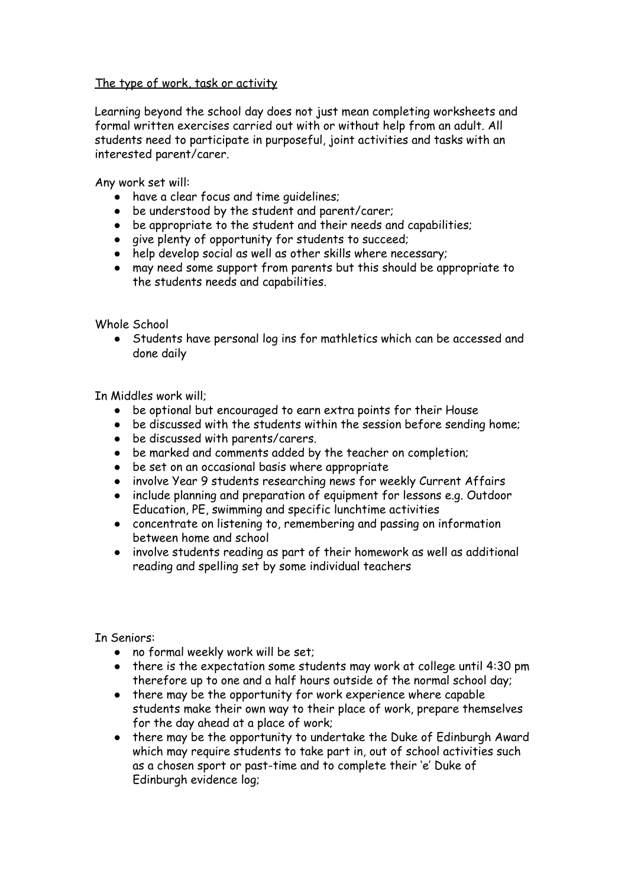<u>The type of work, task or activity</u>

Learning beyond the school day does not just mean completing worksheets and formal written exercises carried out with or without help from an adult. All students need to participate in purposeful, joint activities and tasks with an interested parent/carer.

Any work set will:

- have a clear focus and time guidelines;
- be understood by the student and parent/carer;
- be appropriate to the student and their needs and capabilities;
- give plenty of opportunity for students to succeed;
- help develop social as well as other skills where necessary;
- may need some support from parents but this should be appropriate to the students needs and capabilities.

Whole School

- Students have personal log ins for mathletics which can be accessed and done daily

In Middles work will;

- be optional but encouraged to earn extra points for their House
- be discussed with the students within the session before sending home;
- be discussed with parents/carers.
- be marked and comments added by the teacher on completion;
- be set on an occasional basis where appropriate
- involve Year 9 students researching news for weekly Current Affairs
- include planning and preparation of equipment for lessons e.g. Outdoor Education, PE, swimming and specific lunchtime activities
- concentrate on listening to, remembering and passing on information between home and school
- involve students reading as part of their homework as well as additional reading and spelling set by some individual teachers

In Seniors:

- no formal weekly work will be set;
- there is the expectation some students may work at college until 4:30 pm therefore up to one and a half hours outside of the normal school day;
- there may be the opportunity for work experience where capable students make their own way to their place of work, prepare themselves for the day ahead at a place of work;
- there may be the opportunity to undertake the Duke of Edinburgh Award which may require students to take part in, out of school activities such as a chosen sport or past-time and to complete their 'e' Duke of Edinburgh evidence log;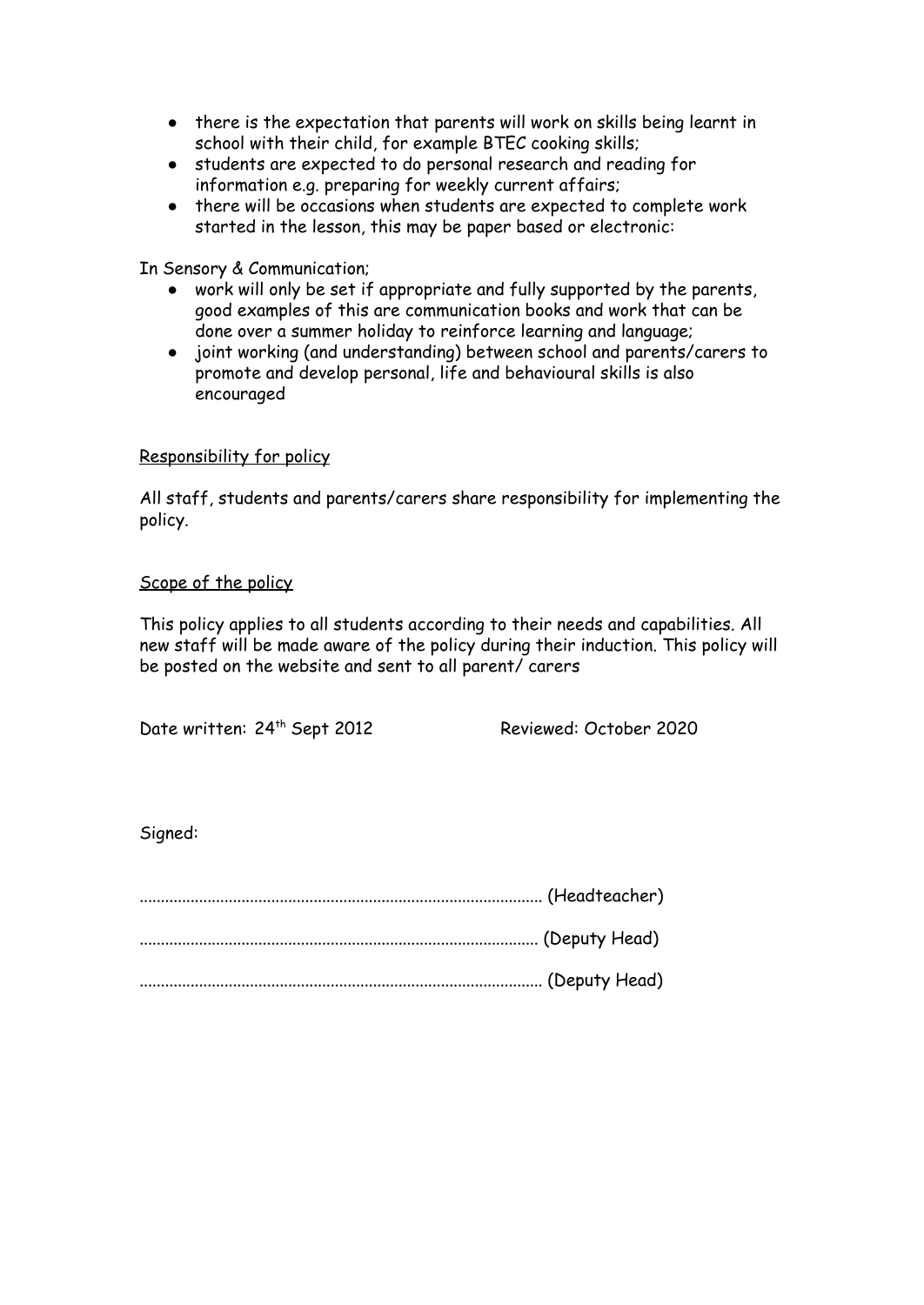- there is the expectation that parents will work on skills being learnt in school with their child, for example BTEC cooking skills;
- students are expected to do personal research and reading for information e.g. preparing for weekly current affairs;
- there will be occasions when students are expected to complete work started in the lesson, this may be paper based or electronic:

In Sensory & Communication;

- work will only be set if appropriate and fully supported by the parents, good examples of this are communication books and work that can be done over a summer holiday to reinforce learning and language;
- joint working (and understanding) between school and parents/carers to promote and develop personal, life and behavioural skills is also encouraged

<u>Responsibility for policy</u>

All staff, students and parents/carers share responsibility for implementing the policy.

<u>Scope of the policy</u>

This policy applies to all students according to their needs and capabilities. All new staff will be made aware of the policy during their induction. This policy will be posted on the website and sent to all parent/ carers

Date written: 24th Sept 2012 Reviewed: October 2020

Signed:

.............................................................................................. (Headteacher)

............................................................................................ (Deputy Head)

.............................................................................................. (Deputy Head)